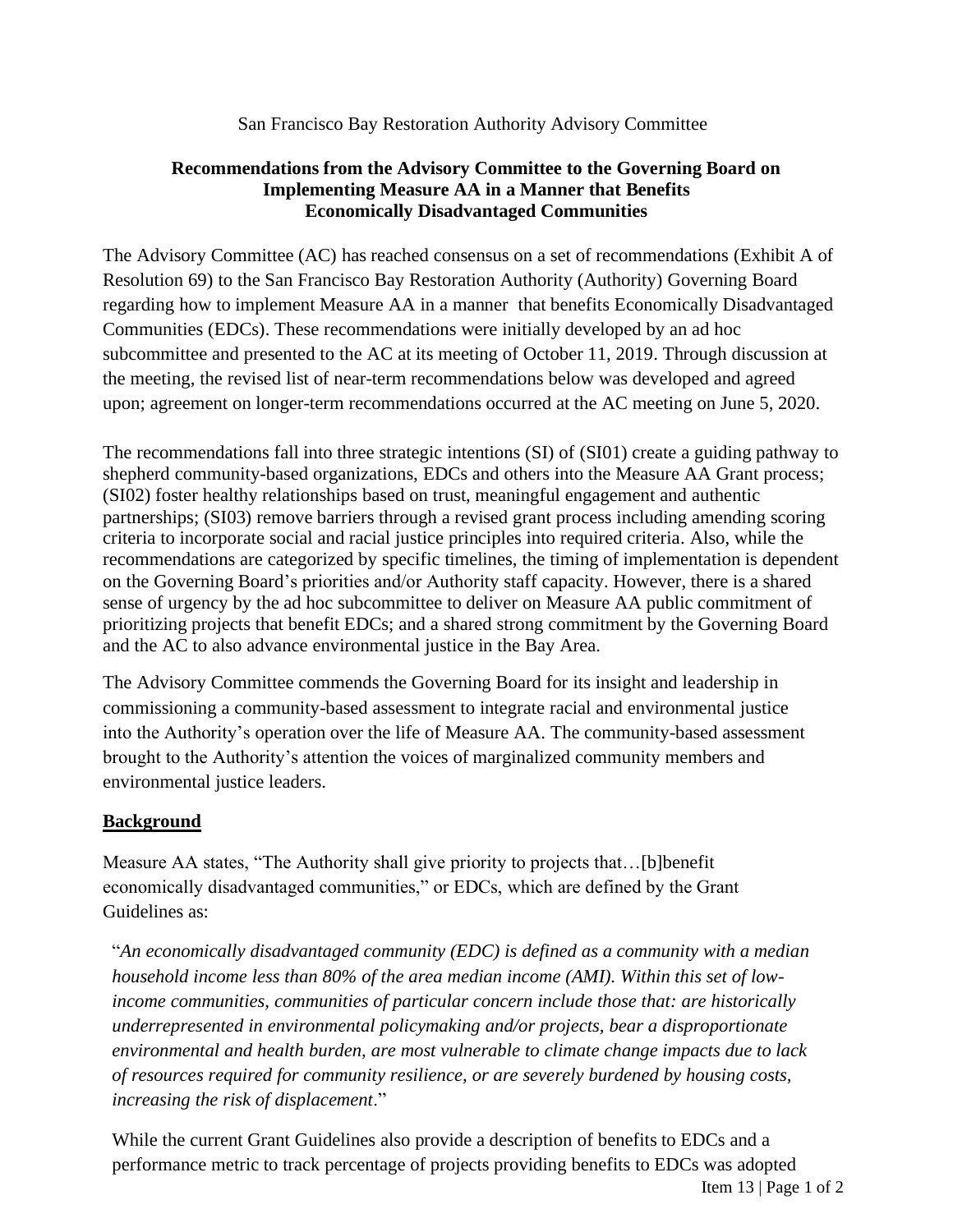San Francisco Bay Restoration Authority Advisory Committee

**Recommendations from the Advisory Committee to the Governing Board on Implementing Measure AA in a Manner that Benefits Economically Disadvantaged Communities**

The Advisory Committee (AC) has reached consensus on a set of recommendations (Exhibit A of Resolution 69) to the San Francisco Bay Restoration Authority (Authority) Governing Board regarding how to implement Measure AA in a manner that benefits Economically Disadvantaged Communities (EDCs). These recommendations were initially developed by an ad hoc subcommittee and presented to the AC at its meeting of October 11, 2019. Through discussion at the meeting, the revised list of near-term recommendations below was developed and agreed upon; agreement on longer-term recommendations occurred at the AC meeting on June 5, 2020.

The recommendations fall into three strategic intentions (SI) of (SI01) create a guiding pathway to shepherd community-based organizations, EDCs and others into the Measure AA Grant process; (SI02) foster healthy relationships based on trust, meaningful engagement and authentic partnerships; (SI03) remove barriers through a revised grant process including amending scoring criteria to incorporate social and racial justice principles into required criteria. Also, while the recommendations are categorized by specific timelines, the timing of implementation is dependent on the Governing Board's priorities and/or Authority staff capacity. However, there is a shared sense of urgency by the ad hoc subcommittee to deliver on Measure AA public commitment of prioritizing projects that benefit EDCs; and a shared strong commitment by the Governing Board and the AC to also advance environmental justice in the Bay Area.

The Advisory Committee commends the Governing Board for its insight and leadership in commissioning a community-based assessment to integrate racial and environmental justice into the Authority's operation over the life of Measure AA. The community-based assessment brought to the Authority's attention the voices of marginalized community members and environmental justice leaders.

## Background

Measure AA states, "The Authority shall give priority to projects that…[b]benefit economically disadvantaged communities," or EDCs, which are defined by the Grant Guidelines as:

> "*An economically disadvantaged community (EDC) is defined as a community with a median household income less than 80% of the area median income (AMI). Within this set of low-income communities, communities of particular concern include those that: are historically underrepresented in environmental policymaking and/or projects, bear a disproportionate environmental and health burden, are most vulnerable to climate change impacts due to lack of resources required for community resilience, or are severely burdened by housing costs, increasing the risk of displacement*."

While the current Grant Guidelines also provide a description of benefits to EDCs and a performance metric to track percentage of projects providing benefits to EDCs was adopted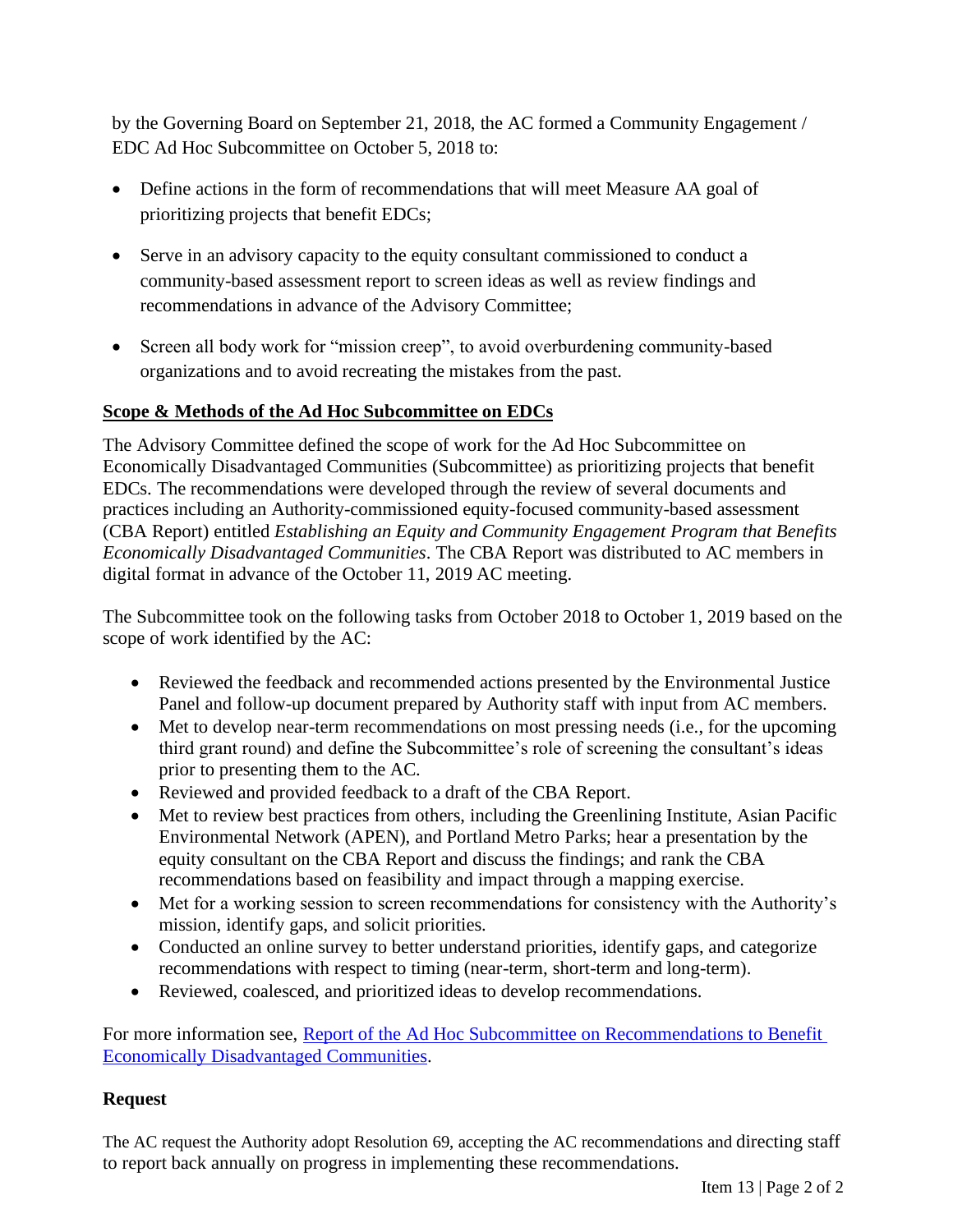by the Governing Board on September 21, 2018, the AC formed a Community Engagement / EDC Ad Hoc Subcommittee on October 5, 2018 to:

- Define actions in the form of recommendations that will meet Measure AA goal of prioritizing projects that benefit EDCs;
- Serve in an advisory capacity to the equity consultant commissioned to conduct a community-based assessment report to screen ideas as well as review findings and recommendations in advance of the Advisory Committee;
- Screen all body work for "mission creep", to avoid overburdening community-based organizations and to avoid recreating the mistakes from the past.

**Scope & Methods of the Ad Hoc Subcommittee on EDCs**

The Advisory Committee defined the scope of work for the Ad Hoc Subcommittee on Economically Disadvantaged Communities (Subcommittee) as prioritizing projects that benefit EDCs. The recommendations were developed through the review of several documents and practices including an Authority-commissioned equity-focused community-based assessment (CBA Report) entitled *Establishing an Equity and Community Engagement Program that Benefits Economically Disadvantaged Communities*. The CBA Report was distributed to AC members in digital format in advance of the October 11, 2019 AC meeting.

The Subcommittee took on the following tasks from October 2018 to October 1, 2019 based on the scope of work identified by the AC:

- Reviewed the feedback and recommended actions presented by the Environmental Justice Panel and follow-up document prepared by Authority staff with input from AC members.
- Met to develop near-term recommendations on most pressing needs (i.e., for the upcoming third grant round) and define the Subcommittee's role of screening the consultant's ideas prior to presenting them to the AC.
- Reviewed and provided feedback to a draft of the CBA Report.
- Met to review best practices from others, including the Greenlining Institute, Asian Pacific Environmental Network (APEN), and Portland Metro Parks; hear a presentation by the equity consultant on the CBA Report and discuss the findings; and rank the CBA recommendations based on feasibility and impact through a mapping exercise.
- Met for a working session to screen recommendations for consistency with the Authority's mission, identify gaps, and solicit priorities.
- Conducted an online survey to better understand priorities, identify gaps, and categorize recommendations with respect to timing (near-term, short-term and long-term).
- Reviewed, coalesced, and prioritized ideas to develop recommendations.

For more information see, Report of the Ad Hoc Subcommittee on Recommendations to Benefit Economically Disadvantaged Communities.

**Request**

The AC request the Authority adopt Resolution 69, accepting the AC recommendations and directing staff to report back annually on progress in implementing these recommendations.